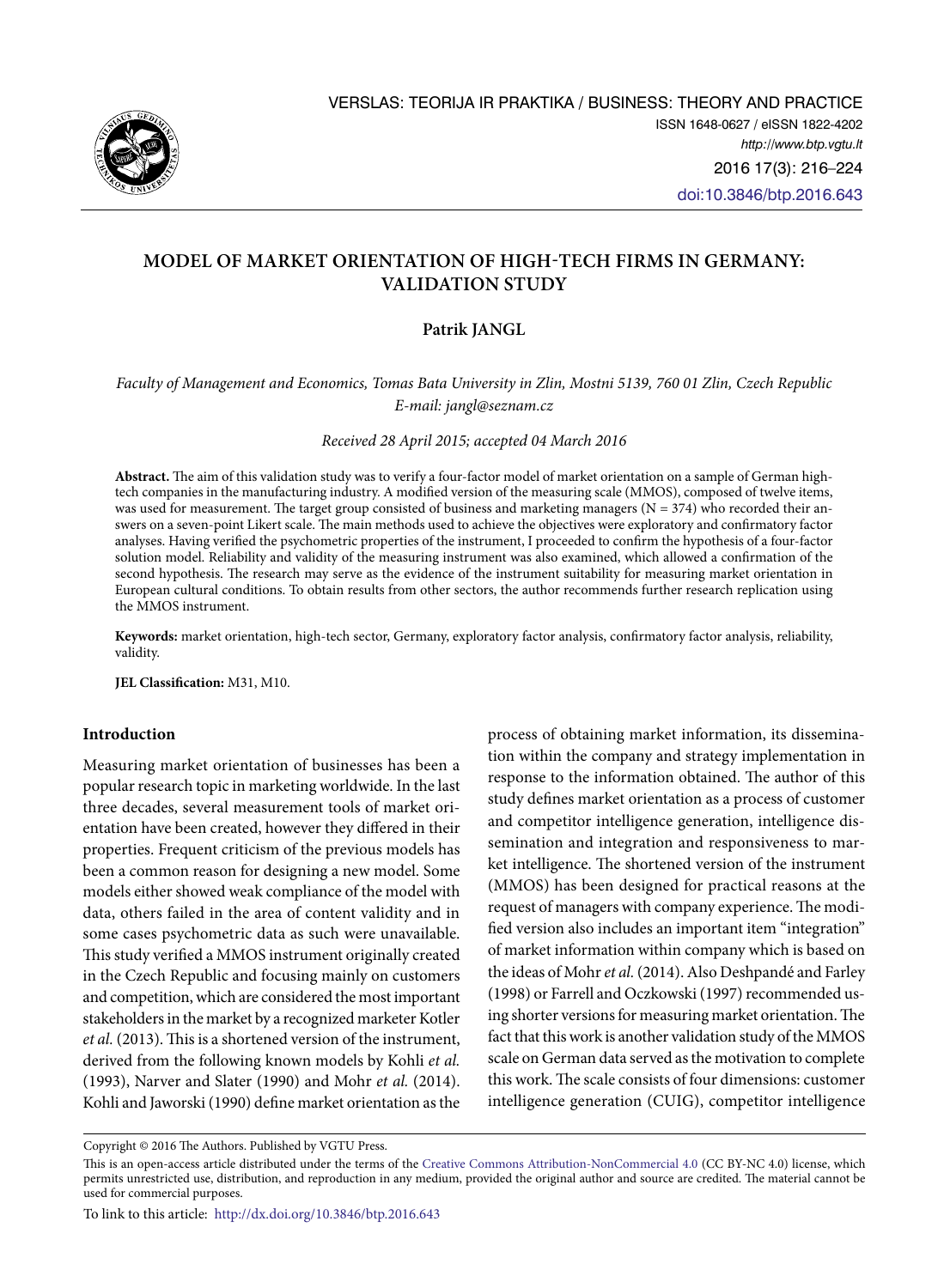# MODEL OF MARKET ORIENTATION OF HIGH-TECH FIRMS IN GERMANY: VALIDATION STUDY

**Patrik JANGL**

*Faculty of Management and Economics, Tomas Bata University in Zlin, Mostni 5139, 760 01 Zlin, Czech Republic*
*E-mail: jangl@seznam.cz*

*Received 28 April 2015; accepted 04 March 2016*

**Abstract.** The aim of this validation study was to verify a four-factor model of market orientation on a sample of German high-tech companies in the manufacturing industry. A modified version of the measuring scale (MMOS), composed of twelve items, was used for measurement. The target group consisted of business and marketing managers (N = 374) who recorded their answers on a seven-point Likert scale. The main methods used to achieve the objectives were exploratory and confirmatory factor analyses. Having verified the psychometric properties of the instrument, I proceeded to confirm the hypothesis of a four-factor solution model. Reliability and validity of the measuring instrument was also examined, which allowed a confirmation of the second hypothesis. The research may serve as the evidence of the instrument suitability for measuring market orientation in European cultural conditions. To obtain results from other sectors, the author recommends further research replication using the MMOS instrument.

**Keywords:** market orientation, high-tech sector, Germany, exploratory factor analysis, confirmatory factor analysis, reliability, validity.

**JEL Classification:** M31, M10.

## Introduction

Measuring market orientation of businesses has been a popular research topic in marketing worldwide. In the last three decades, several measurement tools of market orientation have been created, however they differed in their properties. Frequent criticism of the previous models has been a common reason for designing a new model. Some models either showed weak compliance of the model with data, others failed in the area of content validity and in some cases psychometric data as such were unavailable. This study verified a MMOS instrument originally created in the Czech Republic and focusing mainly on customers and competition, which are considered the most important stakeholders in the market by a recognized marketer Kotler *et al.* (2013). This is a shortened version of the instrument, derived from the following known models by Kohli *et al.* (1993), Narver and Slater (1990) and Mohr *et al.* (2014). Kohli and Jaworski (1990) define market orientation as the process of obtaining market information, its dissemination within the company and strategy implementation in response to the information obtained. The author of this study defines market orientation as a process of customer and competitor intelligence generation, intelligence dissemination and integration and responsiveness to market intelligence. The shortened version of the instrument (MMOS) has been designed for practical reasons at the request of managers with company experience. The modified version also includes an important item "integration" of market information within company which is based on the ideas of Mohr *et al.* (2014). Also Deshpandé and Farley (1998) or Farrell and Oczkowski (1997) recommended using shorter versions for measuring market orientation. The fact that this work is another validation study of the MMOS scale on German data served as the motivation to complete this work. The scale consists of four dimensions: customer intelligence generation (CUIG), competitor intelligence

Copyright © 2016 The Authors. Published by VGTU Press.

This is an open-access article distributed under the terms of the Creative Commons Attribution-NonCommercial 4.0 (CC BY-NC 4.0) license, which permits unrestricted use, distribution, and reproduction in any medium, provided the original author and source are credited. The material cannot be used for commercial purposes.

To link to this article: http://dx.doi.org/10.3846/btp.2016.643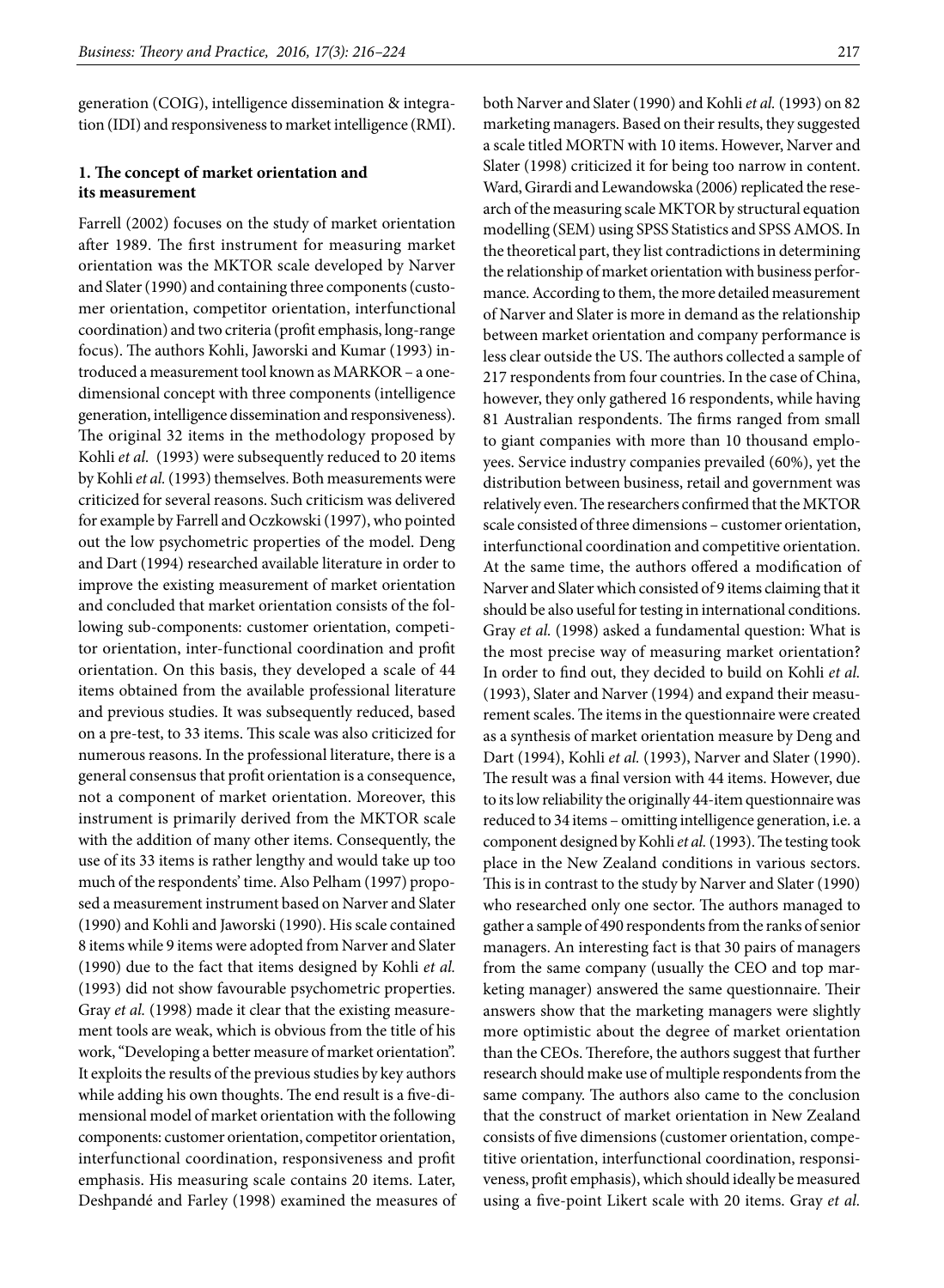generation (COIG), intelligence dissemination & integration (IDI) and responsiveness to market intelligence (RMI).

## 1. The concept of market orientation and its measurement

Farrell (2002) focuses on the study of market orientation after 1989. The first instrument for measuring market orientation was the MKTOR scale developed by Narver and Slater (1990) and containing three components (customer orientation, competitor orientation, interfunctional coordination) and two criteria (profit emphasis, long-range focus). The authors Kohli, Jaworski and Kumar (1993) introduced a measurement tool known as MARKOR – a one-dimensional concept with three components (intelligence generation, intelligence dissemination and responsiveness). The original 32 items in the methodology proposed by Kohli *et al.* (1993) were subsequently reduced to 20 items by Kohli *et al.* (1993) themselves. Both measurements were criticized for several reasons. Such criticism was delivered for example by Farrell and Oczkowski (1997), who pointed out the low psychometric properties of the model. Deng and Dart (1994) researched available literature in order to improve the existing measurement of market orientation and concluded that market orientation consists of the following sub-components: customer orientation, competitor orientation, inter-functional coordination and profit orientation. On this basis, they developed a scale of 44 items obtained from the available professional literature and previous studies. It was subsequently reduced, based on a pre-test, to 33 items. This scale was also criticized for numerous reasons. In the professional literature, there is a general consensus that profit orientation is a consequence, not a component of market orientation. Moreover, this instrument is primarily derived from the MKTOR scale with the addition of many other items. Consequently, the use of its 33 items is rather lengthy and would take up too much of the respondents' time. Also Pelham (1997) proposed a measurement instrument based on Narver and Slater (1990) and Kohli and Jaworski (1990). His scale contained 8 items while 9 items were adopted from Narver and Slater (1990) due to the fact that items designed by Kohli *et al.* (1993) did not show favourable psychometric properties. Gray *et al.* (1998) made it clear that the existing measurement tools are weak, which is obvious from the title of his work, "Developing a better measure of market orientation". It exploits the results of the previous studies by key authors while adding his own thoughts. The end result is a five-dimensional model of market orientation with the following components: customer orientation, competitor orientation, interfunctional coordination, responsiveness and profit emphasis. His measuring scale contains 20 items. Later, Deshpandé and Farley (1998) examined the measures of both Narver and Slater (1990) and Kohli *et al.* (1993) on 82 marketing managers. Based on their results, they suggested a scale titled MORTN with 10 items. However, Narver and Slater (1998) criticized it for being too narrow in content. Ward, Girardi and Lewandowska (2006) replicated the research of the measuring scale MKTOR by structural equation modelling (SEM) using SPSS Statistics and SPSS AMOS. In the theoretical part, they list contradictions in determining the relationship of market orientation with business performance. According to them, the more detailed measurement of Narver and Slater is more in demand as the relationship between market orientation and company performance is less clear outside the US. The authors collected a sample of 217 respondents from four countries. In the case of China, however, they only gathered 16 respondents, while having 81 Australian respondents. The firms ranged from small to giant companies with more than 10 thousand employees. Service industry companies prevailed (60%), yet the distribution between business, retail and government was relatively even. The researchers confirmed that the MKTOR scale consisted of three dimensions – customer orientation, interfunctional coordination and competitive orientation. At the same time, the authors offered a modification of Narver and Slater which consisted of 9 items claiming that it should be also useful for testing in international conditions. Gray *et al.* (1998) asked a fundamental question: What is the most precise way of measuring market orientation? In order to find out, they decided to build on Kohli *et al.* (1993), Slater and Narver (1994) and expand their measurement scales. The items in the questionnaire were created as a synthesis of market orientation measure by Deng and Dart (1994), Kohli *et al.* (1993), Narver and Slater (1990). The result was a final version with 44 items. However, due to its low reliability the originally 44-item questionnaire was reduced to 34 items – omitting intelligence generation, i.e. a component designed by Kohli *et al.* (1993). The testing took place in the New Zealand conditions in various sectors. This is in contrast to the study by Narver and Slater (1990) who researched only one sector. The authors managed to gather a sample of 490 respondents from the ranks of senior managers. An interesting fact is that 30 pairs of managers from the same company (usually the CEO and top marketing manager) answered the same questionnaire. Their answers show that the marketing managers were slightly more optimistic about the degree of market orientation than the CEOs. Therefore, the authors suggest that further research should make use of multiple respondents from the same company. The authors also came to the conclusion that the construct of market orientation in New Zealand consists of five dimensions (customer orientation, competitive orientation, interfunctional coordination, responsiveness, profit emphasis), which should ideally be measured using a five-point Likert scale with 20 items. Gray *et al.*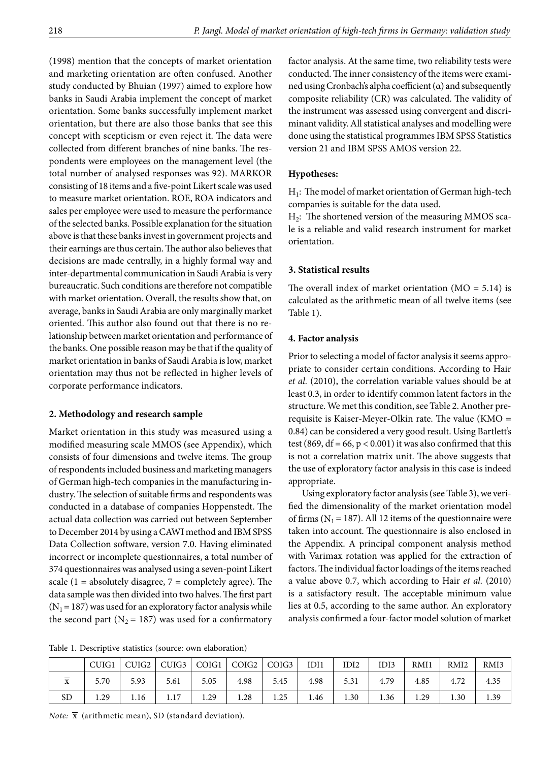(1998) mention that the concepts of market orientation and marketing orientation are often confused. Another study conducted by Bhuian (1997) aimed to explore how banks in Saudi Arabia implement the concept of market orientation. Some banks successfully implement market orientation, but there are also those banks that see this concept with scepticism or even reject it. The data were collected from different branches of nine banks. The respondents were employees on the management level (the total number of analysed responses was 92). MARKOR consisting of 18 items and a five-point Likert scale was used to measure market orientation. ROE, ROA indicators and sales per employee were used to measure the performance of the selected banks. Possible explanation for the situation above is that these banks invest in government projects and their earnings are thus certain. The author also believes that decisions are made centrally, in a highly formal way and inter-departmental communication in Saudi Arabia is very bureaucratic. Such conditions are therefore not compatible with market orientation. Overall, the results show that, on average, banks in Saudi Arabia are only marginally market oriented. This author also found out that there is no relationship between market orientation and performance of the banks. One possible reason may be that if the quality of market orientation in banks of Saudi Arabia is low, market orientation may thus not be reflected in higher levels of corporate performance indicators.

## 2. Methodology and research sample

Market orientation in this study was measured using a modified measuring scale MMOS (see Appendix), which consists of four dimensions and twelve items. The group of respondents included business and marketing managers of German high-tech companies in the manufacturing industry. The selection of suitable firms and respondents was conducted in a database of companies Hoppenstedt. The actual data collection was carried out between September to December 2014 by using a CAWI method and IBM SPSS Data Collection software, version 7.0. Having eliminated incorrect or incomplete questionnaires, a total number of 374 questionnaires was analysed using a seven-point Likert scale (1 = absolutely disagree, 7 = completely agree). The data sample was then divided into two halves. The first part ($N_1 = 187$) was used for an exploratory factor analysis while the second part ($N_2 = 187$) was used for a confirmatory factor analysis. At the same time, two reliability tests were conducted. The inner consistency of the items were examined using Cronbach's alpha coefficient ($\alpha$) and subsequently composite reliability (CR) was calculated. The validity of the instrument was assessed using convergent and discriminant validity. All statistical analyses and modelling were done using the statistical programmes IBM SPSS Statistics version 21 and IBM SPSS AMOS version 22.

**Hypotheses:**

$H_1$: The model of market orientation of German high-tech companies is suitable for the data used.

$H_2$: The shortened version of the measuring MMOS scale is a reliable and valid research instrument for market orientation.

## 3. Statistical results

The overall index of market orientation (MO = 5.14) is calculated as the arithmetic mean of all twelve items (see Table 1).

## 4. Factor analysis

Prior to selecting a model of factor analysis it seems appropriate to consider certain conditions. According to Hair *et al.* (2010), the correlation variable values should be at least 0.3, in order to identify common latent factors in the structure. We met this condition, see Table 2. Another prerequisite is Kaiser-Meyer-Olkin rate. The value (KMO = 0.84) can be considered a very good result. Using Bartlett's test (869, df = 66, $p < 0.001$) it was also confirmed that this is not a correlation matrix unit. The above suggests that the use of exploratory factor analysis in this case is indeed appropriate.

Using exploratory factor analysis (see Table 3), we verified the dimensionality of the market orientation model of firms ($N_1 = 187$). All 12 items of the questionnaire were taken into account. The questionnaire is also enclosed in the Appendix. A principal component analysis method with Varimax rotation was applied for the extraction of factors. The individual factor loadings of the items reached a value above 0.7, which according to Hair *et al.* (2010) is a satisfactory result. The acceptable minimum value lies at 0.5, according to the same author. An exploratory analysis confirmed a four-factor model solution of market

Table 1. Descriptive statistics (source: own elaboration)

| | CUIG1 | CUIG2 | CUIG3 | COIG1 | COIG2 | COIG3 | IDI1 | IDI2 | IDI3 | RMI1 | RMI2 | RMI3 |
|---|---|---|---|---|---|---|---|---|---|---|---|---|
| $\bar{x}$ | 5.70 | 5.93 | 5.61 | 5.05 | 4.98 | 5.45 | 4.98 | 5.31 | 4.79 | 4.85 | 4.72 | 4.35 |
| SD | 1.29 | 1.16 | 1.17 | 1.29 | 1.28 | 1.25 | 1.46 | 1.30 | 1.36 | 1.29 | 1.30 | 1.39 |

*Note:* $\bar{x}$ (arithmetic mean), SD (standard deviation).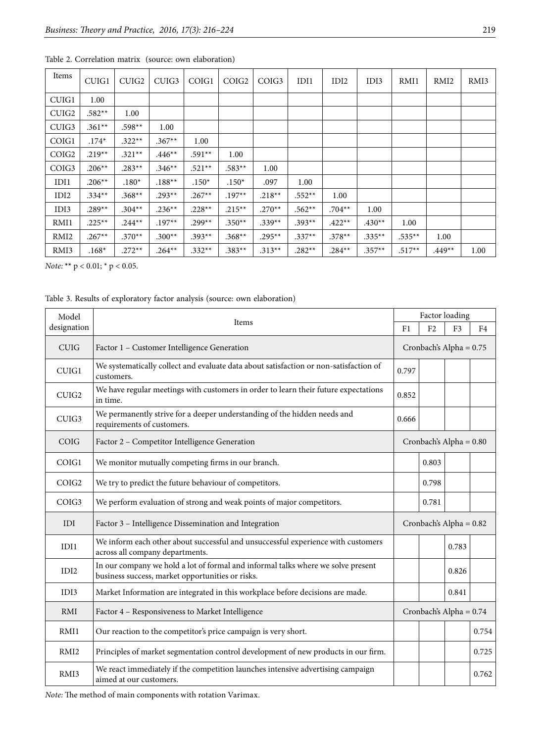Table 2. Correlation matrix (source: own elaboration)

| Items | CUIG1 | CUIG2 | CUIG3 | COIG1 | COIG2 | COIG3 | IDI1 | IDI2 | IDI3 | RMI1 | RMI2 | RMI3 |
|---|---|---|---|---|---|---|---|---|---|---|---|---|
| CUIG1 | 1.00 | | | | | | | | | | | |
| CUIG2 | .582** | 1.00 | | | | | | | | | | |
| CUIG3 | .361** | .598** | 1.00 | | | | | | | | | |
| COIG1 | .174* | .322** | .367** | 1.00 | | | | | | | | |
| COIG2 | .219** | .321** | .446** | .591** | 1.00 | | | | | | | |
| COIG3 | .206** | .283** | .346** | .521** | .583** | 1.00 | | | | | | |
| IDI1 | .206** | .180* | .188** | .150* | .150* | .097 | 1.00 | | | | | |
| IDI2 | .334** | .368** | .293** | .267** | .197** | .218** | .552** | 1.00 | | | | |
| IDI3 | .289** | .304** | .236** | .228** | .215** | .270** | .562** | .704** | 1.00 | | | |
| RMI1 | .225** | .244** | .197** | .299** | .350** | .339** | .393** | .422** | .430** | 1.00 | | |
| RMI2 | .267** | .370** | .300** | .393** | .368** | .295** | .337** | .378** | .335** | .535** | 1.00 | |
| RMI3 | .168* | .272** | .264** | .332** | .383** | .313** | .282** | .284** | .357** | .517** | .449** | 1.00 |

*Note:* ** $p < 0.01$; * $p < 0.05$.

Table 3. Results of exploratory factor analysis (source: own elaboration)

| Model designation | Items | Factor loading | | | |
|---|---|---|---|---|---|
| | | F1 | F2 | F3 | F4 |
| CUIG | Factor 1 – Customer Intelligence Generation | Cronbach's Alpha = 0.75 | | | |
| CUIG1 | We systematically collect and evaluate data about satisfaction or non-satisfaction of customers. | 0.797 | | | |
| CUIG2 | We have regular meetings with customers in order to learn their future expectations in time. | 0.852 | | | |
| CUIG3 | We permanently strive for a deeper understanding of the hidden needs and requirements of customers. | 0.666 | | | |
| COIG | Factor 2 – Competitor Intelligence Generation | Cronbach's Alpha = 0.80 | | | |
| COIG1 | We monitor mutually competing firms in our branch. | | 0.803 | | |
| COIG2 | We try to predict the future behaviour of competitors. | | 0.798 | | |
| COIG3 | We perform evaluation of strong and weak points of major competitors. | | 0.781 | | |
| IDI | Factor 3 – Intelligence Dissemination and Integration | Cronbach's Alpha = 0.82 | | | |
| IDI1 | We inform each other about successful and unsuccessful experience with customers across all company departments. | | | 0.783 | |
| IDI2 | In our company we hold a lot of formal and informal talks where we solve present business success, market opportunities or risks. | | | 0.826 | |
| IDI3 | Market Information are integrated in this workplace before decisions are made. | | | 0.841 | |
| RMI | Factor 4 – Responsiveness to Market Intelligence | Cronbach's Alpha = 0.74 | | | |
| RMI1 | Our reaction to the competitor's price campaign is very short. | | | | 0.754 |
| RMI2 | Principles of market segmentation control development of new products in our firm. | | | | 0.725 |
| RMI3 | We react immediately if the competition launches intensive advertising campaign aimed at our customers. | | | | 0.762 |

*Note:* The method of main components with rotation Varimax.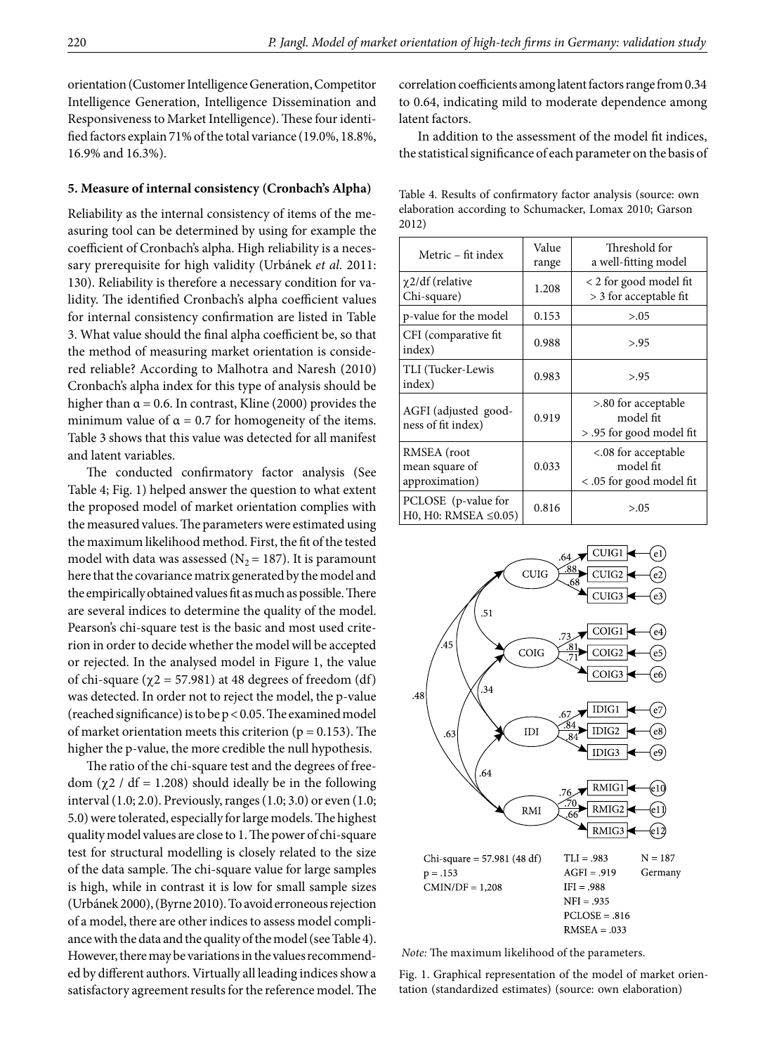orientation (Customer Intelligence Generation, Competitor Intelligence Generation, Intelligence Dissemination and Responsiveness to Market Intelligence). These four identified factors explain 71% of the total variance (19.0%, 18.8%, 16.9% and 16.3%).

### 5. Measure of internal consistency (Cronbach's Alpha)

Reliability as the internal consistency of items of the measuring tool can be determined by using for example the coefficient of Cronbach's alpha. High reliability is a necessary prerequisite for high validity (Urbánek *et al.* 2011: 130). Reliability is therefore a necessary condition for validity. The identified Cronbach's alpha coefficient values for internal consistency confirmation are listed in Table 3. What value should the final alpha coefficient be, so that the method of measuring market orientation is considered reliable? According to Malhotra and Naresh (2010) Cronbach's alpha index for this type of analysis should be higher than $\alpha = 0.6$. In contrast, Kline (2000) provides the minimum value of $\alpha = 0.7$ for homogeneity of the items. Table 3 shows that this value was detected for all manifest and latent variables.

The conducted confirmatory factor analysis (See Table 4; Fig. 1) helped answer the question to what extent the proposed model of market orientation complies with the measured values. The parameters were estimated using the maximum likelihood method. First, the fit of the tested model with data was assessed ($N_2 = 187$). It is paramount here that the covariance matrix generated by the model and the empirically obtained values fit as much as possible. There are several indices to determine the quality of the model. Pearson's chi-square test is the basic and most used criterion in order to decide whether the model will be accepted or rejected. In the analysed model in Figure 1, the value of chi-square ($\chi 2 = 57.981$) at 48 degrees of freedom (df) was detected. In order not to reject the model, the p-value (reached significance) is to be $p < 0.05$. The examined model of market orientation meets this criterion ($p = 0.153$). The higher the p-value, the more credible the null hypothesis.

The ratio of the chi-square test and the degrees of freedom ($\chi 2$ / df = 1.208) should ideally be in the following interval (1.0; 2.0). Previously, ranges (1.0; 3.0) or even (1.0; 5.0) were tolerated, especially for large models. The highest quality model values are close to 1. The power of chi-square test for structural modelling is closely related to the size of the data sample. The chi-square value for large samples is high, while in contrast it is low for small sample sizes (Urbánek 2000), (Byrne 2010). To avoid erroneous rejection of a model, there are other indices to assess model compliance with the data and the quality of the model (see Table 4). However, there may be variations in the values recommended by different authors. Virtually all leading indices show a satisfactory agreement results for the reference model. The correlation coefficients among latent factors range from 0.34 to 0.64, indicating mild to moderate dependence among latent factors.

In addition to the assessment of the model fit indices, the statistical significance of each parameter on the basis of

Table 4. Results of confirmatory factor analysis (source: own elaboration according to Schumacker, Lomax 2010; Garson 2012)

| Metric – fit index | Value range | Threshold for a well-fitting model |
|---|---|---|
| $\chi 2$/df (relative Chi-square) | 1.208 | < 2 for good model fit<br>> 3 for acceptable fit |
| p-value for the model | 0.153 | >.05 |
| CFI (comparative fit index) | 0.988 | >.95 |
| TLI (Tucker-Lewis index) | 0.983 | >.95 |
| AGFI (adjusted goodness of fit index) | 0.919 | >.80 for acceptable model fit<br>> .95 for good model fit |
| RMSEA (root mean square of approximation) | 0.033 | <.08 for acceptable model fit<br>< .05 for good model fit |
| PCLOSE (p-value for H0, H0: RMSEA ≤0.05) | 0.816 | >.05 |

*Note:* The maximum likelihood of the parameters.

Fig. 1. Graphical representation of the model of market orientation (standardized estimates) (source: own elaboration)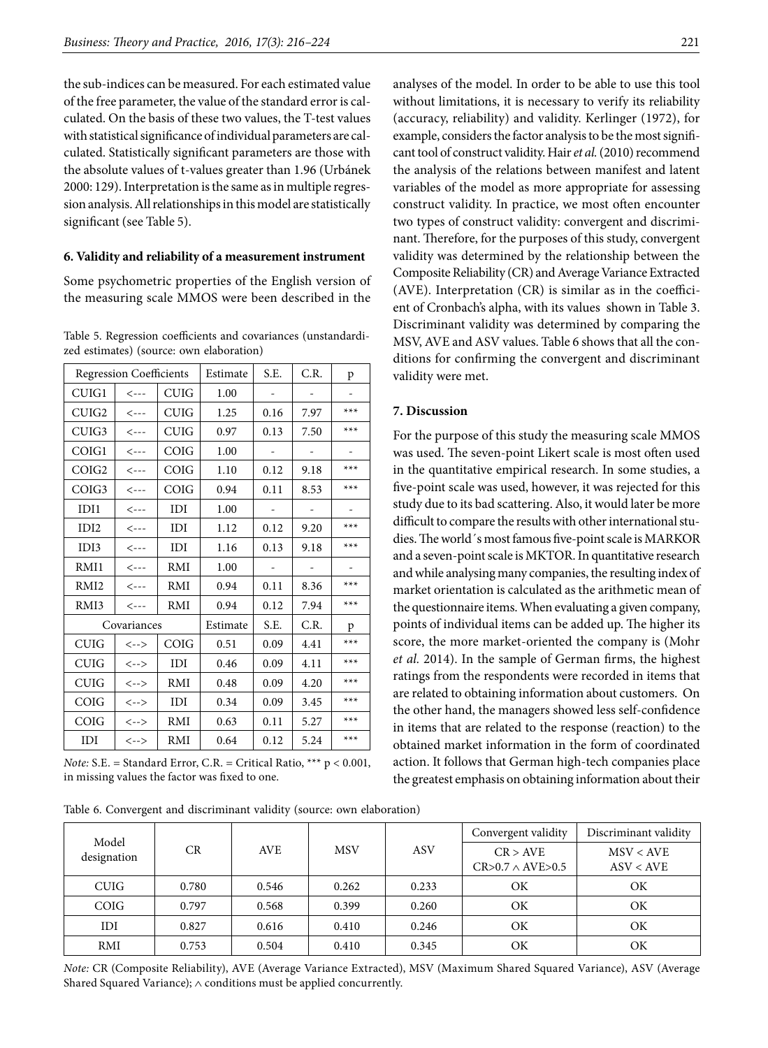the sub-indices can be measured. For each estimated value of the free parameter, the value of the standard error is calculated. On the basis of these two values, the T-test values with statistical significance of individual parameters are calculated. Statistically significant parameters are those with the absolute values of t-values greater than 1.96 (Urbánek 2000: 129). Interpretation is the same as in multiple regression analysis. All relationships in this model are statistically significant (see Table 5).

**6. Validity and reliability of a measurement instrument**

Some psychometric properties of the English version of the measuring scale MMOS were been described in the analyses of the model. In order to be able to use this tool without limitations, it is necessary to verify its reliability (accuracy, reliability) and validity. Kerlinger (1972), for example, considers the factor analysis to be the most significant tool of construct validity. Hair *et al.* (2010) recommend the analysis of the relations between manifest and latent variables of the model as more appropriate for assessing construct validity. In practice, we most often encounter two types of construct validity: convergent and discriminant. Therefore, for the purposes of this study, convergent validity was determined by the relationship between the Composite Reliability (CR) and Average Variance Extracted (AVE). Interpretation (CR) is similar as in the coefficient of Cronbach's alpha, with its values shown in Table 3. Discriminant validity was determined by comparing the MSV, AVE and ASV values. Table 6 shows that all the conditions for confirming the convergent and discriminant validity were met.

Table 5. Regression coefficients and covariances (unstandardized estimates) (source: own elaboration)

| Regression Coefficients | | | Estimate | S.E. | C.R. | p |
|---|---|---|---|---|---|---|
| CUIG1 | <--- | CUIG | 1.00 | - | - | - |
| CUIG2 | <--- | CUIG | 1.25 | 0.16 | 7.97 | *** |
| CUIG3 | <--- | CUIG | 0.97 | 0.13 | 7.50 | *** |
| COIG1 | <--- | COIG | 1.00 | - | - | - |
| COIG2 | <--- | COIG | 1.10 | 0.12 | 9.18 | *** |
| COIG3 | <--- | COIG | 0.94 | 0.11 | 8.53 | *** |
| IDI1 | <--- | IDI | 1.00 | - | - | - |
| IDI2 | <--- | IDI | 1.12 | 0.12 | 9.20 | *** |
| IDI3 | <--- | IDI | 1.16 | 0.13 | 9.18 | *** |
| RMI1 | <--- | RMI | 1.00 | - | - | - |
| RMI2 | <--- | RMI | 0.94 | 0.11 | 8.36 | *** |
| RMI3 | <--- | RMI | 0.94 | 0.12 | 7.94 | *** |
| Covariances | | | Estimate | S.E. | C.R. | p |
| CUIG | <--> | COIG | 0.51 | 0.09 | 4.41 | *** |
| CUIG | <--> | IDI | 0.46 | 0.09 | 4.11 | *** |
| CUIG | <--> | RMI | 0.48 | 0.09 | 4.20 | *** |
| COIG | <--> | IDI | 0.34 | 0.09 | 3.45 | *** |
| COIG | <--> | RMI | 0.63 | 0.11 | 5.27 | *** |
| IDI | <--> | RMI | 0.64 | 0.12 | 5.24 | *** |

*Note:* S.E. = Standard Error, C.R. = Critical Ratio, *** $p < 0.001$, in missing values the factor was fixed to one.

**7. Discussion**

For the purpose of this study the measuring scale MMOS was used. The seven-point Likert scale is most often used in the quantitative empirical research. In some studies, a five-point scale was used, however, it was rejected for this study due to its bad scattering. Also, it would later be more difficult to compare the results with other international studies. The world´s most famous five-point scale is MARKOR and a seven-point scale is MKTOR. In quantitative research and while analysing many companies, the resulting index of market orientation is calculated as the arithmetic mean of the questionnaire items. When evaluating a given company, points of individual items can be added up. The higher its score, the more market-oriented the company is (Mohr *et al.* 2014). In the sample of German firms, the highest ratings from the respondents were recorded in items that are related to obtaining information about customers. On the other hand, the managers showed less self-confidence in items that are related to the response (reaction) to the obtained market information in the form of coordinated action. It follows that German high-tech companies place the greatest emphasis on obtaining information about their

Table 6. Convergent and discriminant validity (source: own elaboration)

| Model designation | CR | AVE | MSV | ASV | Convergent validity | Discriminant validity |
|---|---|---|---|---|---|---|
| | | | | | CR > AVE<br>$CR>0.7 \wedge AVE>0.5$ | MSV < AVE<br>ASV < AVE |
| CUIG | 0.780 | 0.546 | 0.262 | 0.233 | OK | OK |
| COIG | 0.797 | 0.568 | 0.399 | 0.260 | OK | OK |
| IDI | 0.827 | 0.616 | 0.410 | 0.246 | OK | OK |
| RMI | 0.753 | 0.504 | 0.410 | 0.345 | OK | OK |

*Note:* CR (Composite Reliability), AVE (Average Variance Extracted), MSV (Maximum Shared Squared Variance), ASV (Average Shared Squared Variance); $\wedge$ conditions must be applied concurrently.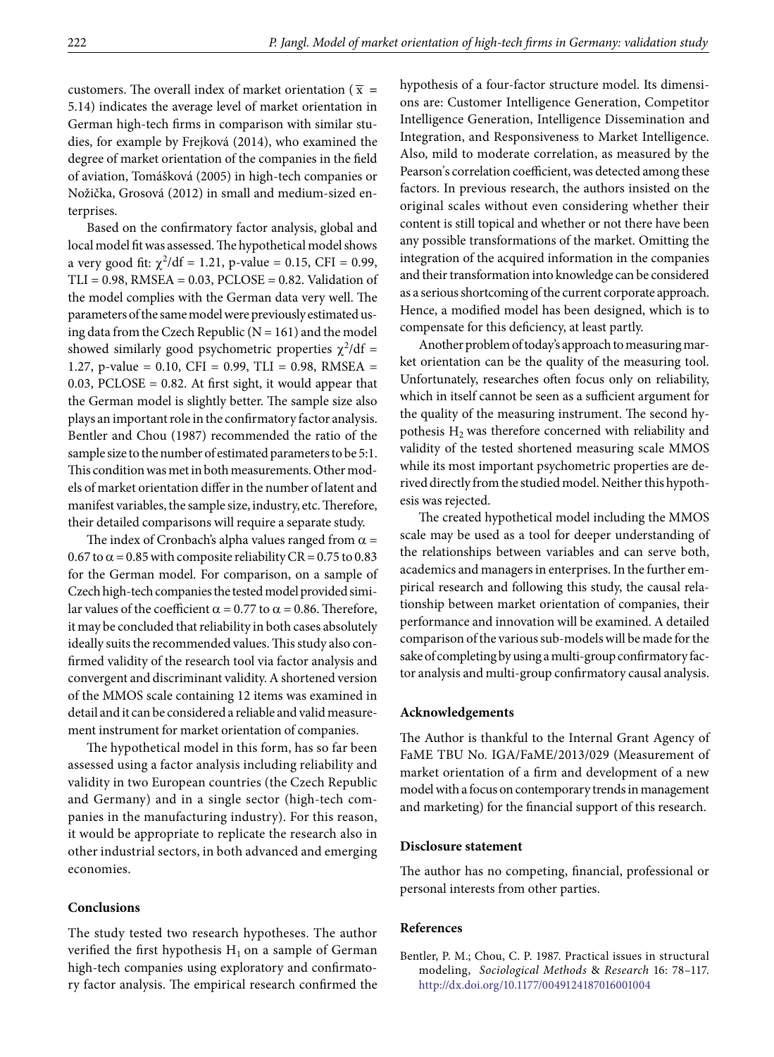customers. The overall index of market orientation ($\overline{x}$ = 5.14) indicates the average level of market orientation in German high-tech firms in comparison with similar studies, for example by Frejková (2014), who examined the degree of market orientation of the companies in the field of aviation, Tomášková (2005) in high-tech companies or Nožička, Grosová (2012) in small and medium-sized enterprises.

Based on the confirmatory factor analysis, global and local model fit was assessed. The hypothetical model shows a very good fit: $\chi^2$/df = 1.21, p-value = 0.15, CFI = 0.99, TLI = 0.98, RMSEA = 0.03, PCLOSE = 0.82. Validation of the model complies with the German data very well. The parameters of the same model were previously estimated using data from the Czech Republic (N = 161) and the model showed similarly good psychometric properties $\chi^2$/df = 1.27, p-value = 0.10, CFI = 0.99, TLI = 0.98, RMSEA = 0.03, PCLOSE = 0.82. At first sight, it would appear that the German model is slightly better. The sample size also plays an important role in the confirmatory factor analysis. Bentler and Chou (1987) recommended the ratio of the sample size to the number of estimated parameters to be 5:1. This condition was met in both measurements. Other models of market orientation differ in the number of latent and manifest variables, the sample size, industry, etc. Therefore, their detailed comparisons will require a separate study.

The index of Cronbach's alpha values ranged from $\alpha$ = 0.67 to $\alpha$ = 0.85 with composite reliability CR = 0.75 to 0.83 for the German model. For comparison, on a sample of Czech high-tech companies the tested model provided similar values of the coefficient $\alpha$ = 0.77 to $\alpha$ = 0.86. Therefore, it may be concluded that reliability in both cases absolutely ideally suits the recommended values. This study also confirmed validity of the research tool via factor analysis and convergent and discriminant validity. A shortened version of the MMOS scale containing 12 items was examined in detail and it can be considered a reliable and valid measurement instrument for market orientation of companies.

The hypothetical model in this form, has so far been assessed using a factor analysis including reliability and validity in two European countries (the Czech Republic and Germany) and in a single sector (high-tech companies in the manufacturing industry). For this reason, it would be appropriate to replicate the research also in other industrial sectors, in both advanced and emerging economies.

## Conclusions

The study tested two research hypotheses. The author verified the first hypothesis $H_1$ on a sample of German high-tech companies using exploratory and confirmatory factor analysis. The empirical research confirmed the hypothesis of a four-factor structure model. Its dimensions are: Customer Intelligence Generation, Competitor Intelligence Generation, Intelligence Dissemination and Integration, and Responsiveness to Market Intelligence. Also, mild to moderate correlation, as measured by the Pearson's correlation coefficient, was detected among these factors. In previous research, the authors insisted on the original scales without even considering whether their content is still topical and whether or not there have been any possible transformations of the market. Omitting the integration of the acquired information in the companies and their transformation into knowledge can be considered as a serious shortcoming of the current corporate approach. Hence, a modified model has been designed, which is to compensate for this deficiency, at least partly.

Another problem of today's approach to measuring market orientation can be the quality of the measuring tool. Unfortunately, researches often focus only on reliability, which in itself cannot be seen as a sufficient argument for the quality of the measuring instrument. The second hypothesis $H_2$ was therefore concerned with reliability and validity of the tested shortened measuring scale MMOS while its most important psychometric properties are derived directly from the studied model. Neither this hypothesis was rejected.

The created hypothetical model including the MMOS scale may be used as a tool for deeper understanding of the relationships between variables and can serve both, academics and managers in enterprises. In the further empirical research and following this study, the causal relationship between market orientation of companies, their performance and innovation will be examined. A detailed comparison of the various sub-models will be made for the sake of completing by using a multi-group confirmatory factor analysis and multi-group confirmatory causal analysis.

## Acknowledgements

The Author is thankful to the Internal Grant Agency of FaME TBU No. IGA/FaME/2013/029 (Measurement of market orientation of a firm and development of a new model with a focus on contemporary trends in management and marketing) for the financial support of this research.

## Disclosure statement

The author has no competing, financial, professional or personal interests from other parties.

## References

Bentler, P. M.; Chou, C. P. 1987. Practical issues in structural modeling, *Sociological Methods & Research* 16: 78–117. http://dx.doi.org/10.1177/0049124187016001004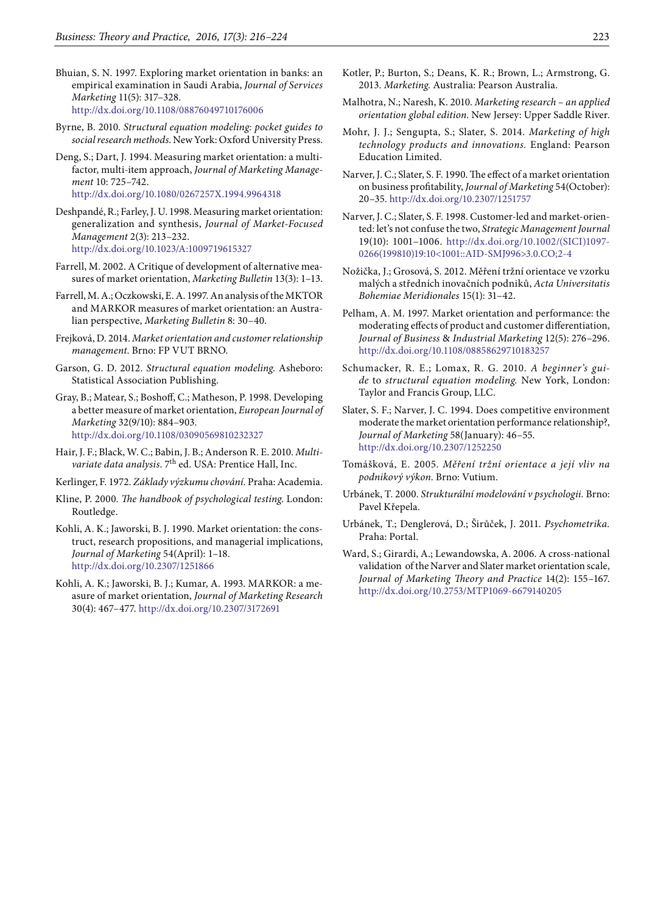Bhuian, S. N. 1997. Exploring market orientation in banks: an empirical examination in Saudi Arabia, *Journal of Services Marketing* 11(5): 317–328. http://dx.doi.org/10.1108/08876049710176006

Byrne, B. 2010. *Structural equation modeling: pocket guides to social research methods*. New York: Oxford University Press.

Deng, S.; Dart, J. 1994. Measuring market orientation: a multi-factor, multi-item approach, *Journal of Marketing Management* 10: 725–742. http://dx.doi.org/10.1080/0267257X.1994.9964318

Deshpandé, R.; Farley, J. U. 1998. Measuring market orientation: generalization and synthesis, *Journal of Market-Focused Management* 2(3): 213–232. http://dx.doi.org/10.1023/A:1009719615327

Farrell, M. 2002. A Critique of development of alternative measures of market orientation, *Marketing Bulletin* 13(3): 1–13.

Farrell, M. A.; Oczkowski, E. A. 1997. An analysis of the MKTOR and MARKOR measures of market orientation: an Australian perspective, *Marketing Bulletin* 8: 30–40.

Frejková, D. 2014. *Market orientation and customer relationship management*. Brno: FP VUT BRNO.

Garson, G. D. 2012. *Structural equation modeling.* Asheboro: Statistical Association Publishing.

Gray, B.; Matear, S.; Boshoff, C.; Matheson, P. 1998. Developing a better measure of market orientation, *European Journal of Marketing* 32(9/10): 884–903. http://dx.doi.org/10.1108/03090569810232327

Hair, J. F.; Black, W. C.; Babin, J. B.; Anderson R. E. 2010. *Multivariate data analysis*. 7th ed. USA: Prentice Hall, Inc.

Kerlinger, F. 1972. *Základy výzkumu chování.* Praha: Academia.

Kline, P. 2000. *The handbook of psychological testing.* London: Routledge.

Kohli, A. K.; Jaworski, B. J. 1990. Market orientation: the construct, research propositions, and managerial implications, *Journal of Marketing* 54(April): 1–18. http://dx.doi.org/10.2307/1251866

Kohli, A. K.; Jaworski, B. J.; Kumar, A. 1993. MARKOR: a measure of market orientation, *Journal of Marketing Research* 30(4): 467–477. http://dx.doi.org/10.2307/3172691

Kotler, P.; Burton, S.; Deans, K. R.; Brown, L.; Armstrong, G. 2013. *Marketing.* Australia: Pearson Australia.

Malhotra, N.; Naresh, K. 2010. *Marketing research – an applied orientation global edition*. New Jersey: Upper Saddle River.

Mohr, J. J.; Sengupta, S.; Slater, S. 2014. *Marketing of high technology products and innovations.* England: Pearson Education Limited.

Narver, J. C.; Slater, S. F. 1990. The effect of a market orientation on business profitability, *Journal of Marketing* 54(October): 20–35. http://dx.doi.org/10.2307/1251757

Narver, J. C.; Slater, S. F. 1998. Customer-led and market-oriented: let's not confuse the two, *Strategic Management Journal* 19(10): 1001–1006. http://dx.doi.org/10.1002/(SICI)1097-0266(199810)19:10<1001::AID-SMJ996>3.0.CO;2-4

Nožička, J.; Grosová, S. 2012. Měření tržní orientace ve vzorku malých a středních inovačních podniků, *Acta Universitatis Bohemiae Meridionales* 15(1): 31–42.

Pelham, A. M. 1997. Market orientation and performance: the moderating effects of product and customer differentiation, *Journal of Business & Industrial Marketing* 12(5): 276–296. http://dx.doi.org/10.1108/08858629710183257

Schumacker, R. E.; Lomax, R. G. 2010. *A beginner's guide to structural equation modeling.* New York, London: Taylor and Francis Group, LLC.

Slater, S. F.; Narver, J. C. 1994. Does competitive environment moderate the market orientation performance relationship?, *Journal of Marketing* 58(January): 46–55. http://dx.doi.org/10.2307/1252250

Tomášková, E. 2005. *Měření tržní orientace a její vliv na podnikový výkon*. Brno: Vutium.

Urbánek, T. 2000. *Strukturální modelování v psychologii.* Brno: Pavel Křepela.

Urbánek, T.; Denglerová, D.; Širůček, J. 2011. *Psychometrika.* Praha: Portal.

Ward, S.; Girardi, A.; Lewandowska, A. 2006. A cross-national validation of the Narver and Slater market orientation scale, *Journal of Marketing Theory and Practice* 14(2): 155–167. http://dx.doi.org/10.2753/MTP1069-6679140205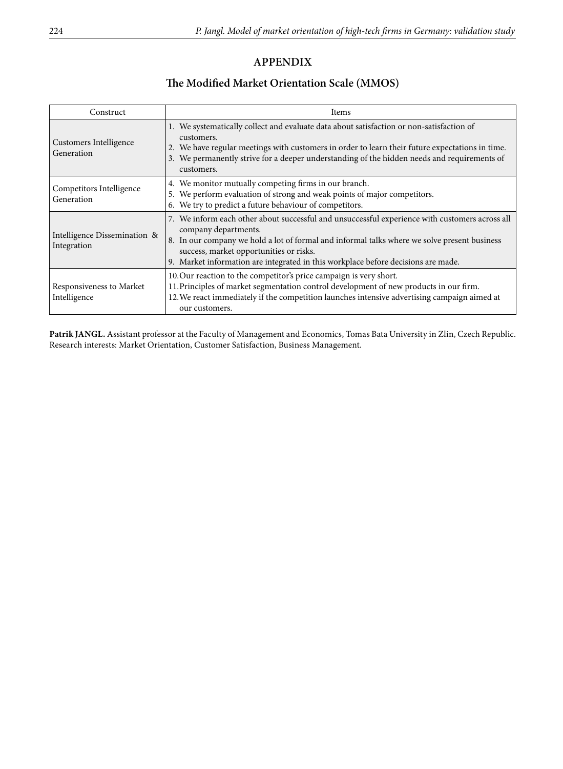## APPENDIX

### The Modified Market Orientation Scale (MMOS)

| Construct | Items |
|---|---|
| Customers Intelligence Generation | 1. We systematically collect and evaluate data about satisfaction or non-satisfaction of customers.<br>2. We have regular meetings with customers in order to learn their future expectations in time.<br>3. We permanently strive for a deeper understanding of the hidden needs and requirements of customers. |
| Competitors Intelligence Generation | 4. We monitor mutually competing firms in our branch.<br>5. We perform evaluation of strong and weak points of major competitors.<br>6. We try to predict a future behaviour of competitors. |
| Intelligence Dissemination & Integration | 7. We inform each other about successful and unsuccessful experience with customers across all company departments.<br>8. In our company we hold a lot of formal and informal talks where we solve present business success, market opportunities or risks.<br>9. Market information are integrated in this workplace before decisions are made. |
| Responsiveness to Market Intelligence | 10. Our reaction to the competitor's price campaign is very short.<br>11. Principles of market segmentation control development of new products in our firm.<br>12. We react immediately if the competition launches intensive advertising campaign aimed at our customers. |

**Patrik JANGL.** Assistant professor at the Faculty of Management and Economics, Tomas Bata University in Zlin, Czech Republic. Research interests: Market Orientation, Customer Satisfaction, Business Management.